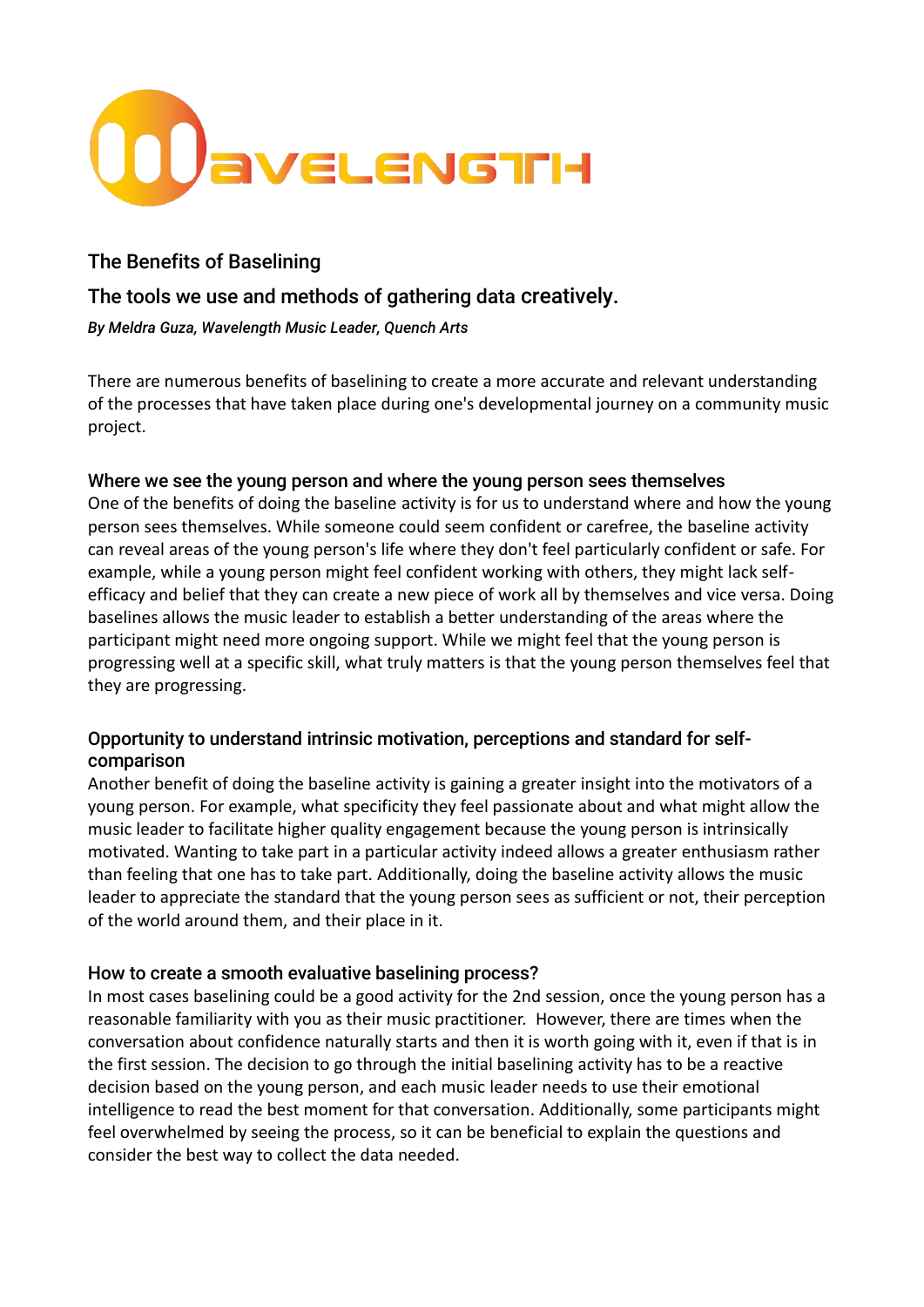# The Benefits of Baselining

## The tools we use and methods of gathering data creatively.

***By Meldra Guza, Wavelength Music Leader, Quench Arts***

There are numerous benefits of baselining to create a more accurate and relevant understanding of the processes that have taken place during one's developmental journey on a community music project.

### Where we see the young person and where the young person sees themselves

One of the benefits of doing the baseline activity is for us to understand where and how the young person sees themselves. While someone could seem confident or carefree, the baseline activity can reveal areas of the young person's life where they don't feel particularly confident or safe. For example, while a young person might feel confident working with others, they might lack self-efficacy and belief that they can create a new piece of work all by themselves and vice versa. Doing baselines allows the music leader to establish a better understanding of the areas where the participant might need more ongoing support. While we might feel that the young person is progressing well at a specific skill, what truly matters is that the young person themselves feel that they are progressing.

### Opportunity to understand intrinsic motivation, perceptions and standard for self-comparison

Another benefit of doing the baseline activity is gaining a greater insight into the motivators of a young person. For example, what specificity they feel passionate about and what might allow the music leader to facilitate higher quality engagement because the young person is intrinsically motivated. Wanting to take part in a particular activity indeed allows a greater enthusiasm rather than feeling that one has to take part. Additionally, doing the baseline activity allows the music leader to appreciate the standard that the young person sees as sufficient or not, their perception of the world around them, and their place in it.

### How to create a smooth evaluative baselining process?

In most cases baselining could be a good activity for the 2nd session, once the young person has a reasonable familiarity with you as their music practitioner. However, there are times when the conversation about confidence naturally starts and then it is worth going with it, even if that is in the first session. The decision to go through the initial baselining activity has to be a reactive decision based on the young person, and each music leader needs to use their emotional intelligence to read the best moment for that conversation. Additionally, some participants might feel overwhelmed by seeing the process, so it can be beneficial to explain the questions and consider the best way to collect the data needed.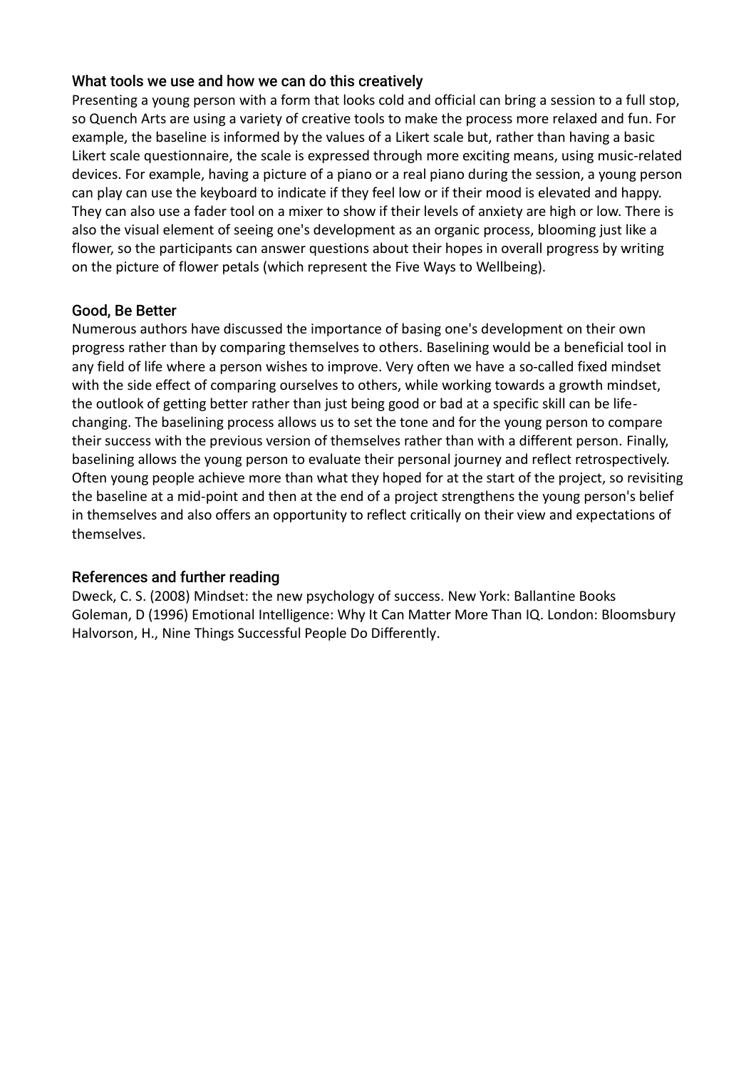## What tools we use and how we can do this creatively

Presenting a young person with a form that looks cold and official can bring a session to a full stop, so Quench Arts are using a variety of creative tools to make the process more relaxed and fun. For example, the baseline is informed by the values of a Likert scale but, rather than having a basic Likert scale questionnaire, the scale is expressed through more exciting means, using music-related devices. For example, having a picture of a piano or a real piano during the session, a young person can play can use the keyboard to indicate if they feel low or if their mood is elevated and happy. They can also use a fader tool on a mixer to show if their levels of anxiety are high or low. There is also the visual element of seeing one's development as an organic process, blooming just like a flower, so the participants can answer questions about their hopes in overall progress by writing on the picture of flower petals (which represent the Five Ways to Wellbeing).

## Good, Be Better

Numerous authors have discussed the importance of basing one's development on their own progress rather than by comparing themselves to others. Baselining would be a beneficial tool in any field of life where a person wishes to improve. Very often we have a so-called fixed mindset with the side effect of comparing ourselves to others, while working towards a growth mindset, the outlook of getting better rather than just being good or bad at a specific skill can be life-changing. The baselining process allows us to set the tone and for the young person to compare their success with the previous version of themselves rather than with a different person. Finally, baselining allows the young person to evaluate their personal journey and reflect retrospectively. Often young people achieve more than what they hoped for at the start of the project, so revisiting the baseline at a mid-point and then at the end of a project strengthens the young person's belief in themselves and also offers an opportunity to reflect critically on their view and expectations of themselves.

## References and further reading

Dweck, C. S. (2008) Mindset: the new psychology of success. New York: Ballantine Books
Goleman, D (1996) Emotional Intelligence: Why It Can Matter More Than IQ. London: Bloomsbury
Halvorson, H., Nine Things Successful People Do Differently.